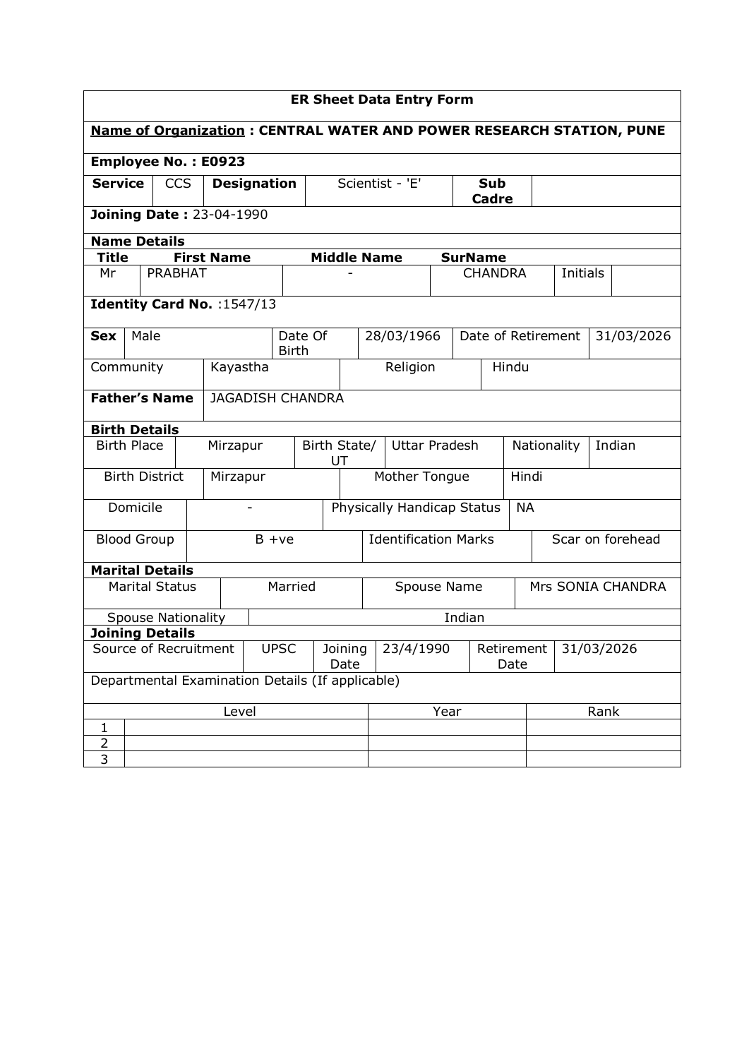# ER Sheet Data Entry Form

**Name of Organization : CENTRAL WATER AND POWER RESEARCH STATION, PUNE**

**Employee No. : E0923**

| **Service** | CCS | **Designation** | Scientist - 'E' | **Sub Cadre** | |
|---|---|---|---|---|---|

**Joining Date :** 23-04-1990

## Name Details

| **Title** | **First Name** | **Middle Name** | **SurName** | | |
|---|---|---|---|---|---|
| Mr | PRABHAT | - | CHANDRA | Initials | |

**Identity Card No.** :1547/13

| **Sex** | Male | Date Of Birth | 28/03/1966 | Date of Retirement | 31/03/2026 |
|---|---|---|---|---|---|
| Community | Kayastha | Religion | Hindu | | |

| **Father's Name** | JAGADISH CHANDRA |
|---|---|

## Birth Details

| Birth Place | Mirzapur | Birth State/ UT | Uttar Pradesh | Nationality | Indian |
|---|---|---|---|---|---|
| Birth District | Mirzapur | Mother Tongue | Hindi | | |
| Domicile | - | Physically Handicap Status | NA | | |
| Blood Group | B +ve | Identification Marks | Scar on forehead | | |

## Marital Details

| Marital Status | Married | Spouse Name | Mrs SONIA CHANDRA |
|---|---|---|---|
| Spouse Nationality | Indian | | |

## Joining Details

| Source of Recruitment | UPSC | Joining Date | 23/4/1990 | Retirement Date | 31/03/2026 |
|---|---|---|---|---|---|

Departmental Examination Details (If applicable)

| | Level | Year | Rank |
|---|---|---|---|
| 1 | | | |
| 2 | | | |
| 3 | | | |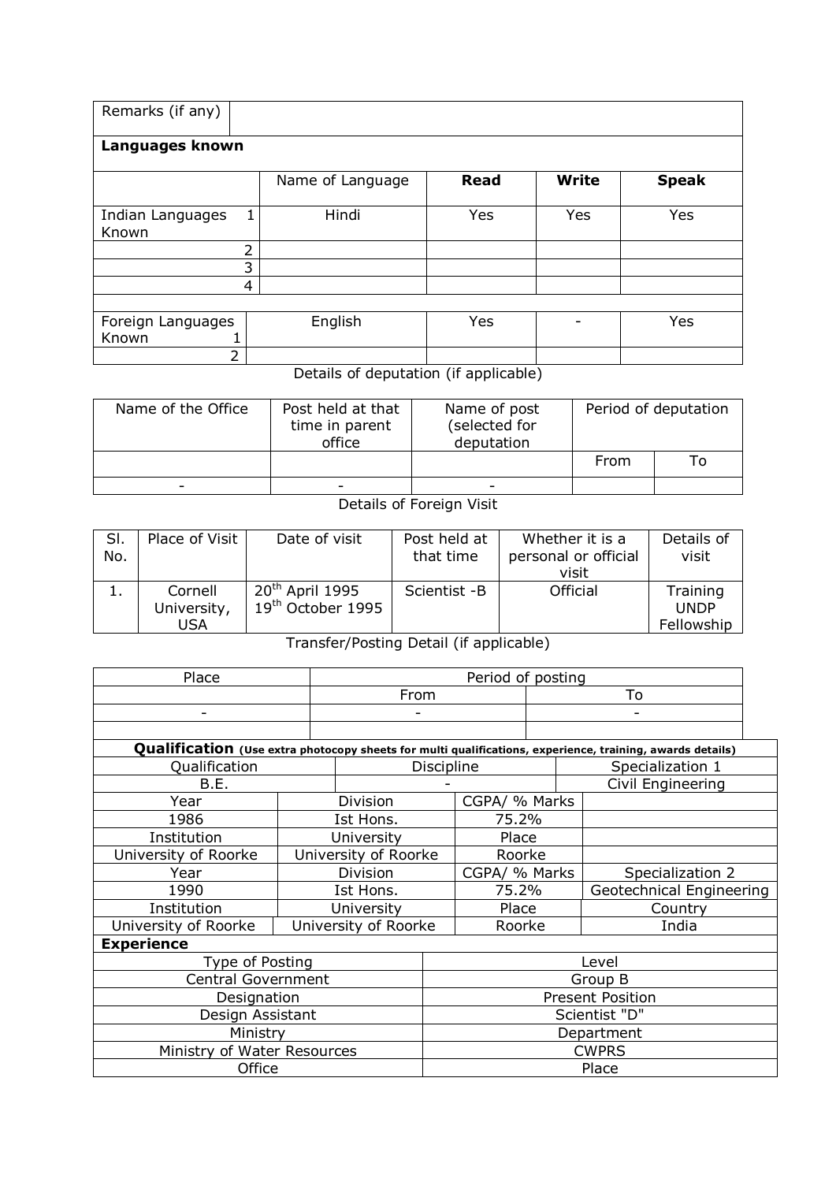| Remarks (if any) | | | | |
|---|---|---|---|---|
| **Languages known** | | | | |
| | Name of Language | **Read** | **Write** | **Speak** |
| Indian Languages Known 1 | Hindi | Yes | Yes | Yes |
| 2 | | | | |
| 3 | | | | |
| 4 | | | | |
| | | | | |
| Foreign Languages Known 1 | English | Yes | - | Yes |
| 2 | | | | |

Details of deputation (if applicable)

| Name of the Office | Post held at that time in parent office | Name of post (selected for deputation | Period of deputation | |
|---|---|---|---|---|
| | | | From | To |
| - | - | - | | |

Details of Foreign Visit

| Sl. No. | Place of Visit | Date of visit | Post held at that time | Whether it is a personal or official visit | Details of visit |
|---|---|---|---|---|---|
| 1. | Cornell University, USA | 20th April 1995 19th October 1995 | Scientist -B | Official | Training UNDP Fellowship |

Transfer/Posting Detail (if applicable)

| Place | Period of posting | |
|---|---|---|
| | From | To |
| - | - | - |
| | | |

**Qualification** (Use extra photocopy sheets for multi qualifications, experience, training, awards details)

| Qualification | Discipline | | Specialization 1 |
|---|---|---|---|
| B.E. | - | | Civil Engineering |
| Year | Division | CGPA/ % Marks | |
| 1986 | Ist Hons. | 75.2% | |
| Institution | University | Place | |
| University of Roorke | University of Roorke | Roorke | |
| Year | Division | CGPA/ % Marks | Specialization 2 |
| 1990 | Ist Hons. | 75.2% | Geotechnical Engineering |
| Institution | University | Place | Country |
| University of Roorke | University of Roorke | Roorke | India |

**Experience**

| Type of Posting | Level |
|---|---|
| Central Government | Group B |
| Designation | Present Position |
| Design Assistant | Scientist "D" |
| Ministry | Department |
| Ministry of Water Resources | CWPRS |
| Office | Place |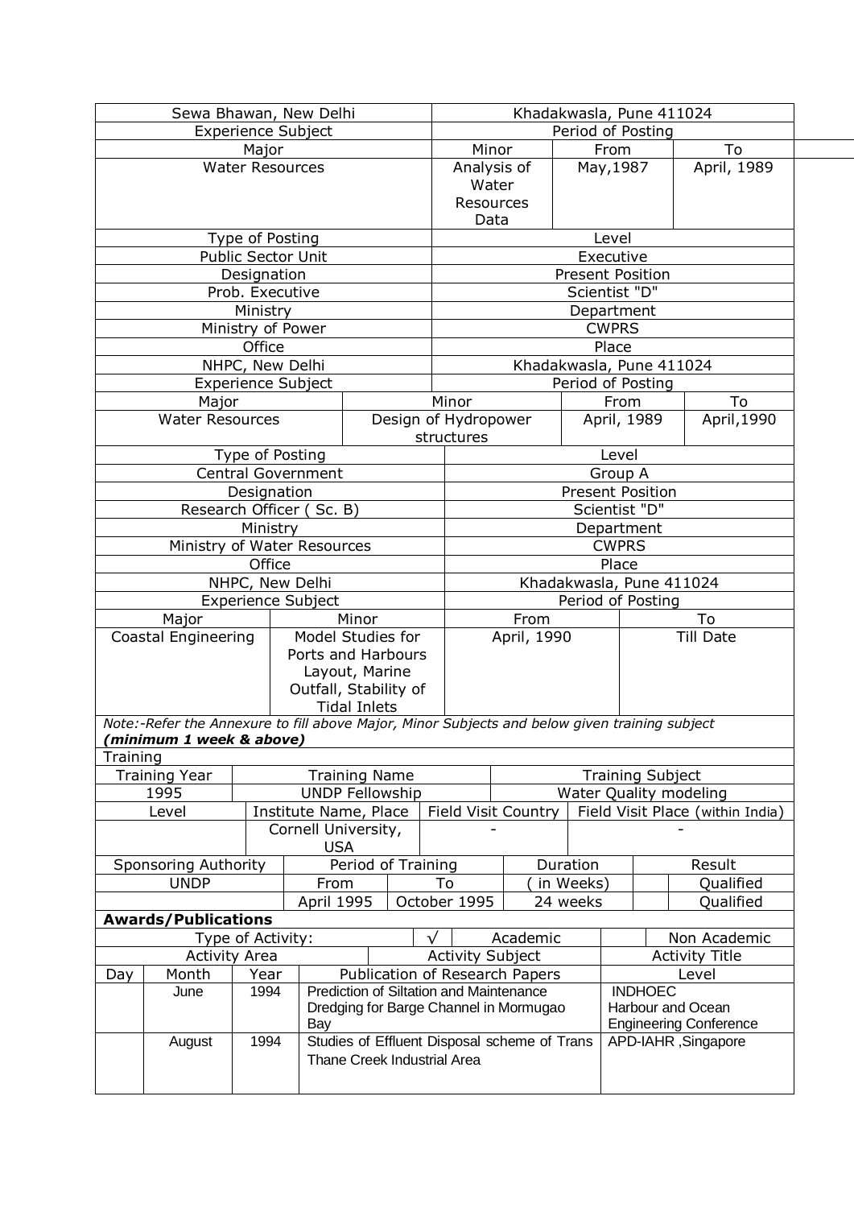| Sewa Bhawan, New Delhi | | Khadakwasla, Pune 411024 | |
|---|---|---|---|
| Experience Subject | | Period of Posting | |
| Major | Minor | From | To |
| Water Resources | Analysis of Water Resources Data | May,1987 | April, 1989 |
| Type of Posting | | Level | |
| Public Sector Unit | | Executive | |
| Designation | | Present Position | |
| Prob. Executive | | Scientist "D" | |
| Ministry | | Department | |
| Ministry of Power | | CWPRS | |
| Office | | Place | |
| NHPC, New Delhi | | Khadakwasla, Pune 411024 | |
| Experience Subject | | Period of Posting | |
| Major | Minor | From | To |
| Water Resources | Design of Hydropower structures | April, 1989 | April,1990 |
| Type of Posting | | Level | |
| Central Government | | Group A | |
| Designation | | Present Position | |
| Research Officer ( Sc. B) | | Scientist "D" | |
| Ministry | | Department | |
| Ministry of Water Resources | | CWPRS | |
| Office | | Place | |
| NHPC, New Delhi | | Khadakwasla, Pune 411024 | |
| Experience Subject | | Period of Posting | |
| Major | Minor | From | To |
| Coastal Engineering | Model Studies for Ports and Harbours Layout, Marine Outfall, Stability of Tidal Inlets | April, 1990 | Till Date |

*Note:-Refer the Annexure to fill above Major, Minor Subjects and below given training subject* ***(minimum 1 week & above)***

Training

| Training Year | Training Name | Training Subject |
|---|---|---|
| 1995 | UNDP Fellowship | Water Quality modeling |

| Level | Institute Name, Place | Field Visit Country | Field Visit Place (within India) |
|---|---|---|---|
| | Cornell University, USA | - | - |

| Sponsoring Authority | Period of Training | | Duration | Result |
|---|---|---|---|---|
| UNDP | From | To | ( in Weeks) | Qualified |
| | April 1995 | October 1995 | 24 weeks | Qualified |

**Awards/Publications**

| Type of Activity: | | | √ | Academic | | Non Academic |
|---|---|---|---|---|---|---|
| Activity Area | | | Activity Subject | | Activity Title | |
| Day | Month | Year | Publication of Research Papers | | Level | |
| | June | 1994 | Prediction of Siltation and Maintenance Dredging for Barge Channel in Mormugao Bay | | INDHOEC Harbour and Ocean Engineering Conference | |
| | August | 1994 | Studies of Effluent Disposal scheme of Trans Thane Creek Industrial Area | | APD-IAHR ,Singapore | |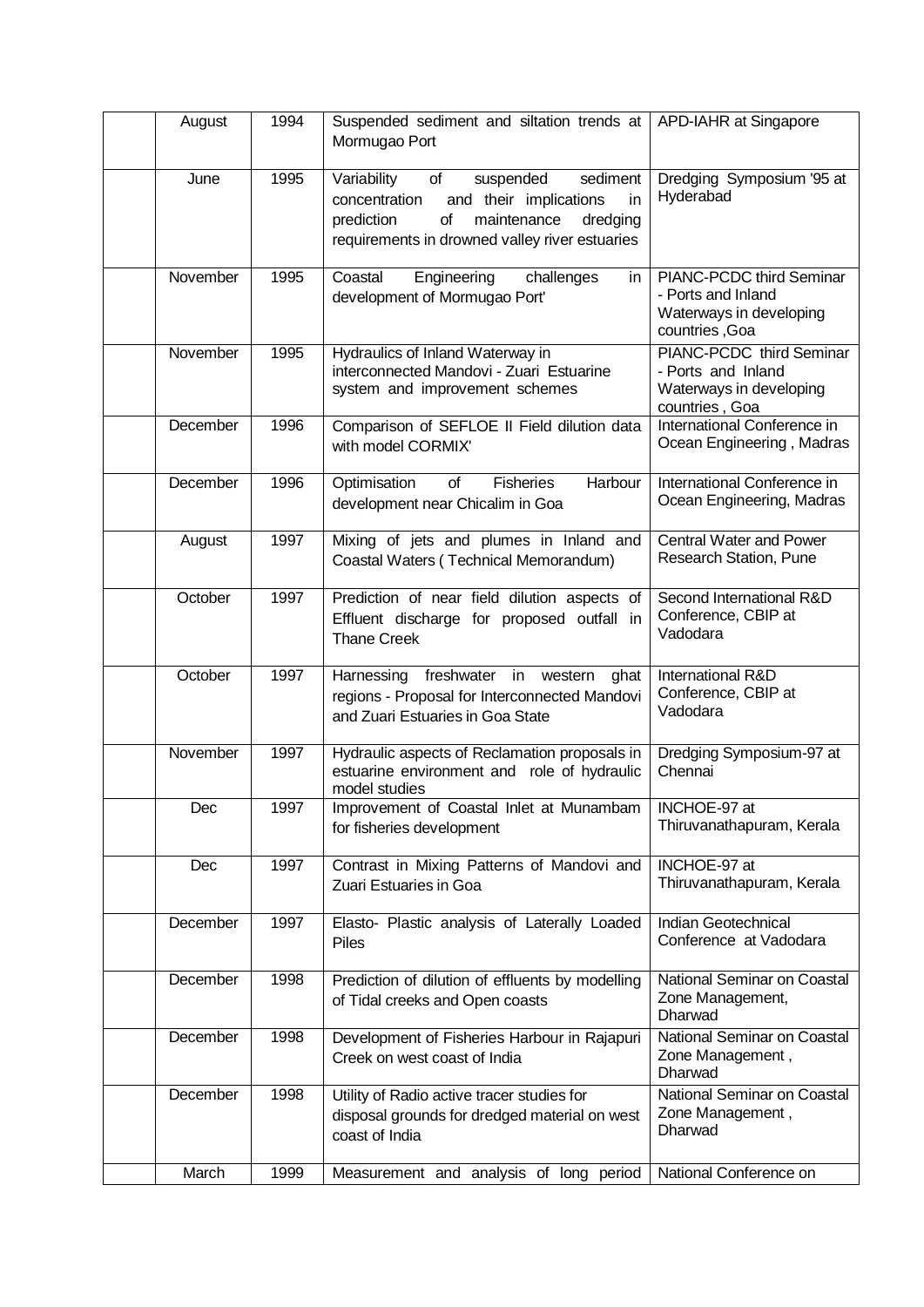| | | | | |
|---|---|---|---|---|
| | August | 1994 | Suspended sediment and siltation trends at Mormugao Port | APD-IAHR at Singapore |
| | June | 1995 | Variability of suspended sediment concentration and their implications in prediction of maintenance dredging requirements in drowned valley river estuaries | Dredging Symposium '95 at Hyderabad |
| | November | 1995 | Coastal Engineering challenges in development of Mormugao Port' | PIANC-PCDC third Seminar - Ports and Inland Waterways in developing countries ,Goa |
| | November | 1995 | Hydraulics of Inland Waterway in interconnected Mandovi - Zuari Estuarine system and improvement schemes | PIANC-PCDC third Seminar - Ports and Inland Waterways in developing countries , Goa |
| | December | 1996 | Comparison of SEFLOE II Field dilution data with model CORMIX' | International Conference in Ocean Engineering , Madras |
| | December | 1996 | Optimisation of Fisheries Harbour development near Chicalim in Goa | International Conference in Ocean Engineering, Madras |
| | August | 1997 | Mixing of jets and plumes in Inland and Coastal Waters ( Technical Memorandum) | Central Water and Power Research Station, Pune |
| | October | 1997 | Prediction of near field dilution aspects of Effluent discharge for proposed outfall in Thane Creek | Second International R&D Conference, CBIP at Vadodara |
| | October | 1997 | Harnessing freshwater in western ghat regions - Proposal for Interconnected Mandovi and Zuari Estuaries in Goa State | International R&D Conference, CBIP at Vadodara |
| | November | 1997 | Hydraulic aspects of Reclamation proposals in estuarine environment and role of hydraulic model studies | Dredging Symposium-97 at Chennai |
| | Dec | 1997 | Improvement of Coastal Inlet at Munambam for fisheries development | INCHOE-97 at Thiruvanathapuram, Kerala |
| | Dec | 1997 | Contrast in Mixing Patterns of Mandovi and Zuari Estuaries in Goa | INCHOE-97 at Thiruvanathapuram, Kerala |
| | December | 1997 | Elasto- Plastic analysis of Laterally Loaded Piles | Indian Geotechnical Conference at Vadodara |
| | December | 1998 | Prediction of dilution of effluents by modelling of Tidal creeks and Open coasts | National Seminar on Coastal Zone Management, Dharwad |
| | December | 1998 | Development of Fisheries Harbour in Rajapuri Creek on west coast of India | National Seminar on Coastal Zone Management , Dharwad |
| | December | 1998 | Utility of Radio active tracer studies for disposal grounds for dredged material on west coast of India | National Seminar on Coastal Zone Management , Dharwad |
| | March | 1999 | Measurement and analysis of long period | National Conference on |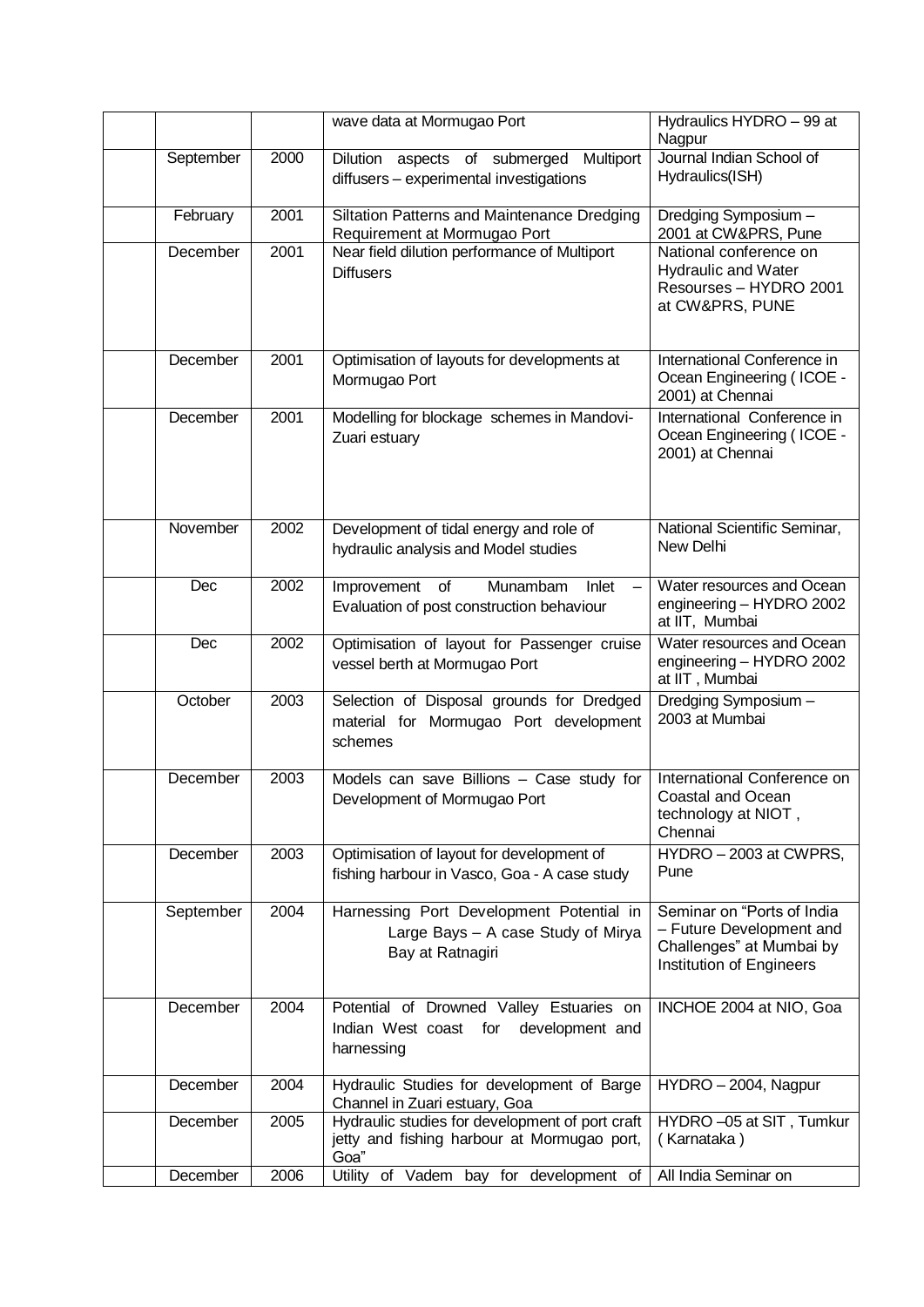| | | | | |
|---|---|---|---|---|
| | | | wave data at Mormugao Port | Hydraulics HYDRO – 99 at Nagpur |
| | September | 2000 | Dilution aspects of submerged Multiport diffusers – experimental investigations | Journal Indian School of Hydraulics(ISH) |
| | February | 2001 | Siltation Patterns and Maintenance Dredging Requirement at Mormugao Port | Dredging Symposium – 2001 at CW&PRS, Pune |
| | December | 2001 | Near field dilution performance of Multiport Diffusers | National conference on Hydraulic and Water Resourses – HYDRO 2001 at CW&PRS, PUNE |
| | December | 2001 | Optimisation of layouts for developments at Mormugao Port | International Conference in Ocean Engineering ( ICOE - 2001) at Chennai |
| | December | 2001 | Modelling for blockage schemes in Mandovi-Zuari estuary | International Conference in Ocean Engineering ( ICOE - 2001) at Chennai |
| | November | 2002 | Development of tidal energy and role of hydraulic analysis and Model studies | National Scientific Seminar, New Delhi |
| | Dec | 2002 | Improvement of Munambam Inlet – Evaluation of post construction behaviour | Water resources and Ocean engineering – HYDRO 2002 at IIT, Mumbai |
| | Dec | 2002 | Optimisation of layout for Passenger cruise vessel berth at Mormugao Port | Water resources and Ocean engineering – HYDRO 2002 at IIT , Mumbai |
| | October | 2003 | Selection of Disposal grounds for Dredged material for Mormugao Port development schemes | Dredging Symposium – 2003 at Mumbai |
| | December | 2003 | Models can save Billions – Case study for Development of Mormugao Port | International Conference on Coastal and Ocean technology at NIOT , Chennai |
| | December | 2003 | Optimisation of layout for development of fishing harbour in Vasco, Goa - A case study | HYDRO – 2003 at CWPRS, Pune |
| | September | 2004 | Harnessing Port Development Potential in Large Bays – A case Study of Mirya Bay at Ratnagiri | Seminar on "Ports of India – Future Development and Challenges" at Mumbai by Institution of Engineers |
| | December | 2004 | Potential of Drowned Valley Estuaries on Indian West coast for development and harnessing | INCHOE 2004 at NIO, Goa |
| | December | 2004 | Hydraulic Studies for development of Barge Channel in Zuari estuary, Goa | HYDRO – 2004, Nagpur |
| | December | 2005 | Hydraulic studies for development of port craft jetty and fishing harbour at Mormugao port, Goa" | HYDRO –05 at SIT , Tumkur ( Karnataka ) |
| | December | 2006 | Utility of Vadem bay for development of | All India Seminar on |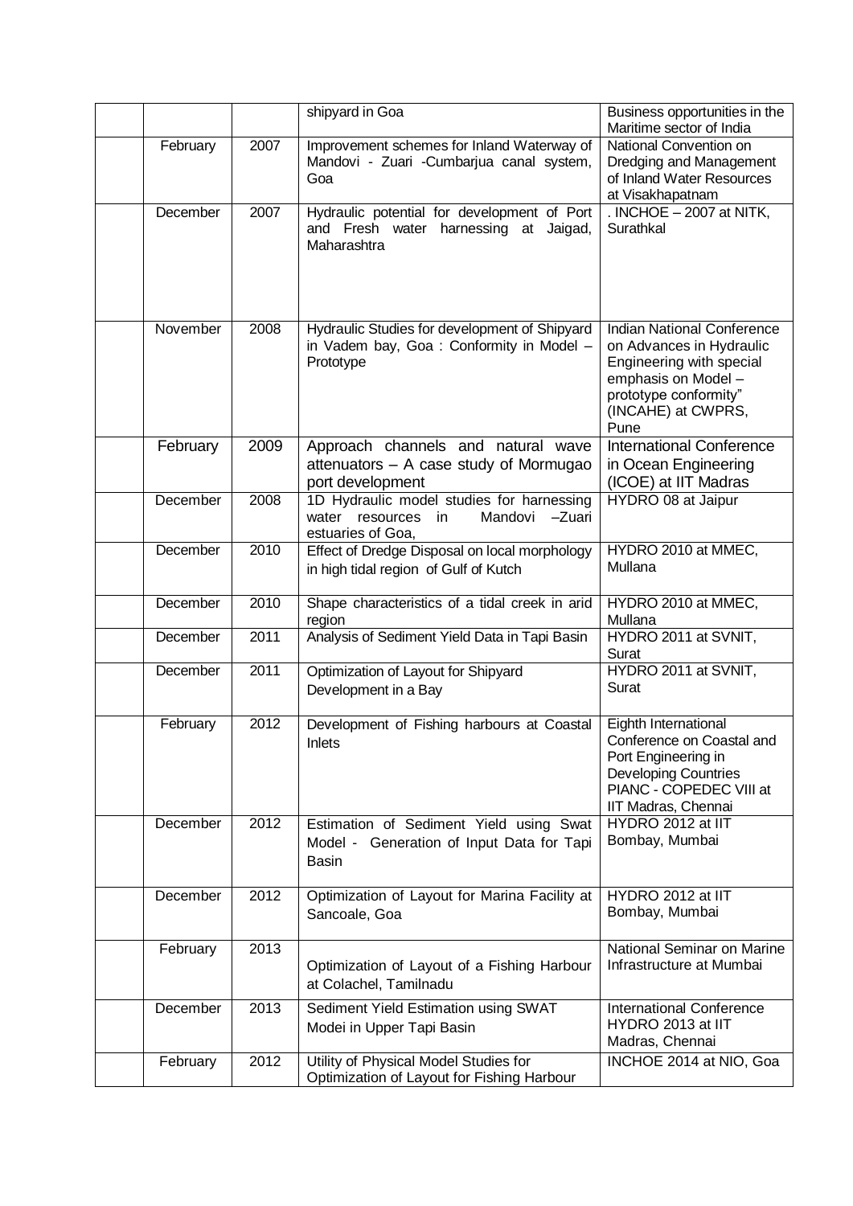|  |  |  |  |  |
|---|---|---|---|---|
|  |  |  | shipyard in Goa | Business opportunities in the Maritime sector of India |
|  | February | 2007 | Improvement schemes for Inland Waterway of Mandovi - Zuari -Cumbarjua canal system, Goa | National Convention on Dredging and Management of Inland Water Resources at Visakhapatnam |
|  | December | 2007 | Hydraulic potential for development of Port and Fresh water harnessing at Jaigad, Maharashtra | . INCHOE – 2007 at NITK, Surathkal |
|  | November | 2008 | Hydraulic Studies for development of Shipyard in Vadem bay, Goa : Conformity in Model – Prototype | Indian National Conference on Advances in Hydraulic Engineering with special emphasis on Model – prototype conformity" (INCAHE) at CWPRS, Pune |
|  | February | 2009 | Approach channels and natural wave attenuators – A case study of Mormugao port development | International Conference in Ocean Engineering (ICOE) at IIT Madras |
|  | December | 2008 | 1D Hydraulic model studies for harnessing water resources in Mandovi –Zuari estuaries of Goa, | HYDRO 08 at Jaipur |
|  | December | 2010 | Effect of Dredge Disposal on local morphology in high tidal region of Gulf of Kutch | HYDRO 2010 at MMEC, Mullana |
|  | December | 2010 | Shape characteristics of a tidal creek in arid region | HYDRO 2010 at MMEC, Mullana |
|  | December | 2011 | Analysis of Sediment Yield Data in Tapi Basin | HYDRO 2011 at SVNIT, Surat |
|  | December | 2011 | Optimization of Layout for Shipyard Development in a Bay | HYDRO 2011 at SVNIT, Surat |
|  | February | 2012 | Development of Fishing harbours at Coastal Inlets | Eighth International Conference on Coastal and Port Engineering in Developing Countries PIANC - COPEDEC VIII at IIT Madras, Chennai |
|  | December | 2012 | Estimation of Sediment Yield using Swat Model - Generation of Input Data for Tapi Basin | HYDRO 2012 at IIT Bombay, Mumbai |
|  | December | 2012 | Optimization of Layout for Marina Facility at Sancoale, Goa | HYDRO 2012 at IIT Bombay, Mumbai |
|  | February | 2013 | Optimization of Layout of a Fishing Harbour at Colachel, Tamilnadu | National Seminar on Marine Infrastructure at Mumbai |
|  | December | 2013 | Sediment Yield Estimation using SWAT Modei in Upper Tapi Basin | International Conference HYDRO 2013 at IIT Madras, Chennai |
|  | February | 2012 | Utility of Physical Model Studies for Optimization of Layout for Fishing Harbour | INCHOE 2014 at NIO, Goa |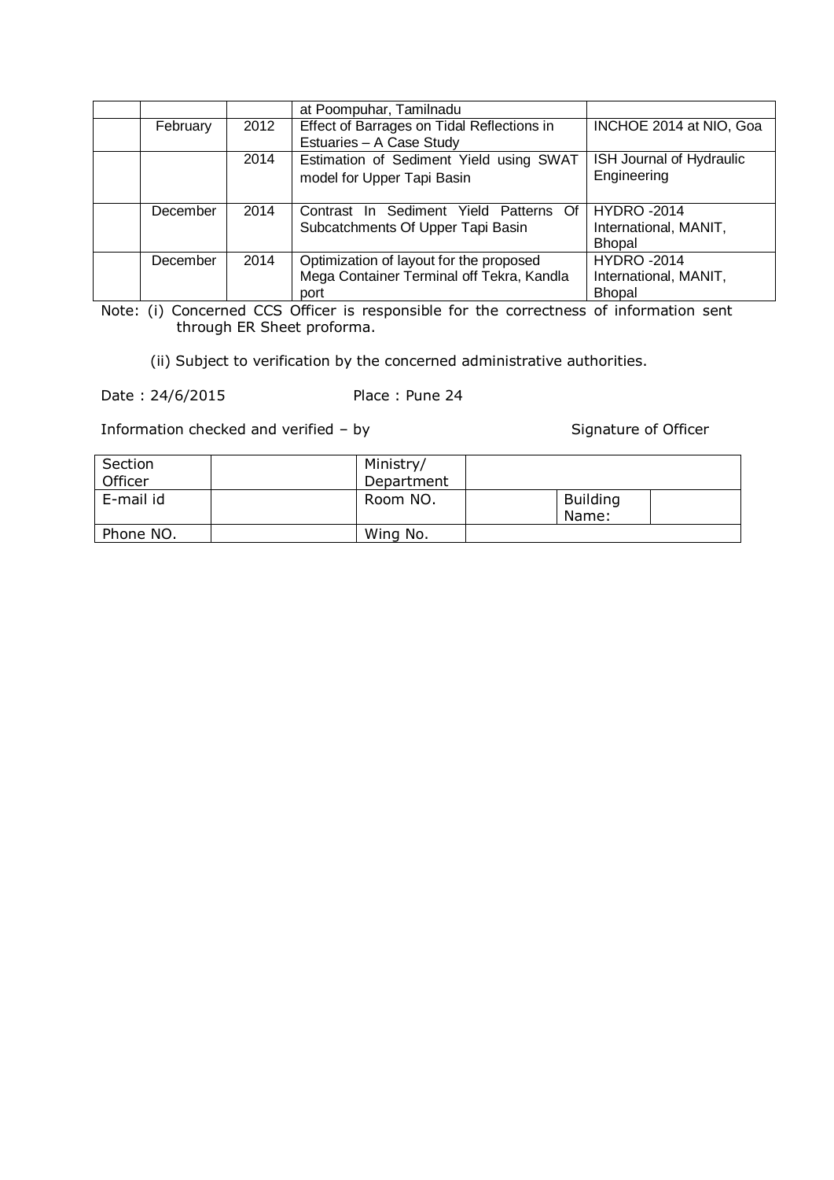| | | | | |
|---|---|---|---|---|
| | | | at Poompuhar, Tamilnadu | |
| | February | 2012 | Effect of Barrages on Tidal Reflections in Estuaries – A Case Study | INCHOE 2014 at NIO, Goa |
| | | 2014 | Estimation of Sediment Yield using SWAT model for Upper Tapi Basin | ISH Journal of Hydraulic Engineering |
| | December | 2014 | Contrast In Sediment Yield Patterns Of Subcatchments Of Upper Tapi Basin | HYDRO -2014 International, MANIT, Bhopal |
| | December | 2014 | Optimization of layout for the proposed Mega Container Terminal off Tekra, Kandla port | HYDRO -2014 International, MANIT, Bhopal |

Note: (i) Concerned CCS Officer is responsible for the correctness of information sent through ER Sheet proforma.

(ii) Subject to verification by the concerned administrative authorities.

Date : 24/6/2015 Place : Pune 24

Information checked and verified – by Signature of Officer

| | | | | | |
|---|---|---|---|---|---|
| Section Officer | | Ministry/ Department | | | |
| E-mail id | | Room NO. | | Building Name: | |
| Phone NO. | | Wing No. | | | |